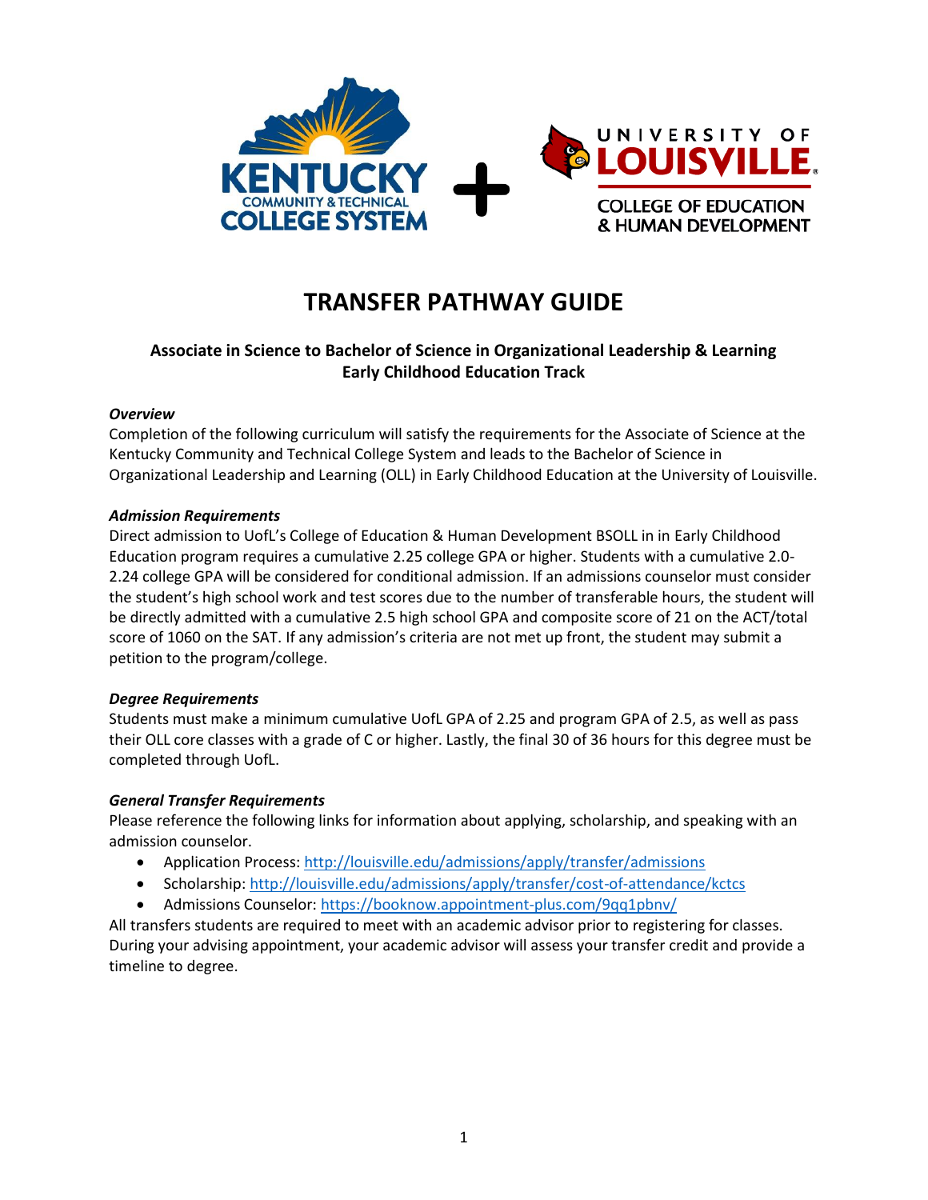# TRANSFER PATHWAY GUIDE

## Associate in Science to Bachelor of Science in Organizational Leadership & Learning Early Childhood Education Track

***Overview***

Completion of the following curriculum will satisfy the requirements for the Associate of Science at the Kentucky Community and Technical College System and leads to the Bachelor of Science in Organizational Leadership and Learning (OLL) in Early Childhood Education at the University of Louisville.

***Admission Requirements***

Direct admission to UofL's College of Education & Human Development BSOLL in in Early Childhood Education program requires a cumulative 2.25 college GPA or higher. Students with a cumulative 2.0-2.24 college GPA will be considered for conditional admission. If an admissions counselor must consider the student's high school work and test scores due to the number of transferable hours, the student will be directly admitted with a cumulative 2.5 high school GPA and composite score of 21 on the ACT/total score of 1060 on the SAT. If any admission's criteria are not met up front, the student may submit a petition to the program/college.

***Degree Requirements***

Students must make a minimum cumulative UofL GPA of 2.25 and program GPA of 2.5, as well as pass their OLL core classes with a grade of C or higher. Lastly, the final 30 of 36 hours for this degree must be completed through UofL.

***General Transfer Requirements***

Please reference the following links for information about applying, scholarship, and speaking with an admission counselor.

- Application Process: http://louisville.edu/admissions/apply/transfer/admissions
- Scholarship: http://louisville.edu/admissions/apply/transfer/cost-of-attendance/kctcs
- Admissions Counselor: https://booknow.appointment-plus.com/9qq1pbnv/

All transfers students are required to meet with an academic advisor prior to registering for classes. During your advising appointment, your academic advisor will assess your transfer credit and provide a timeline to degree.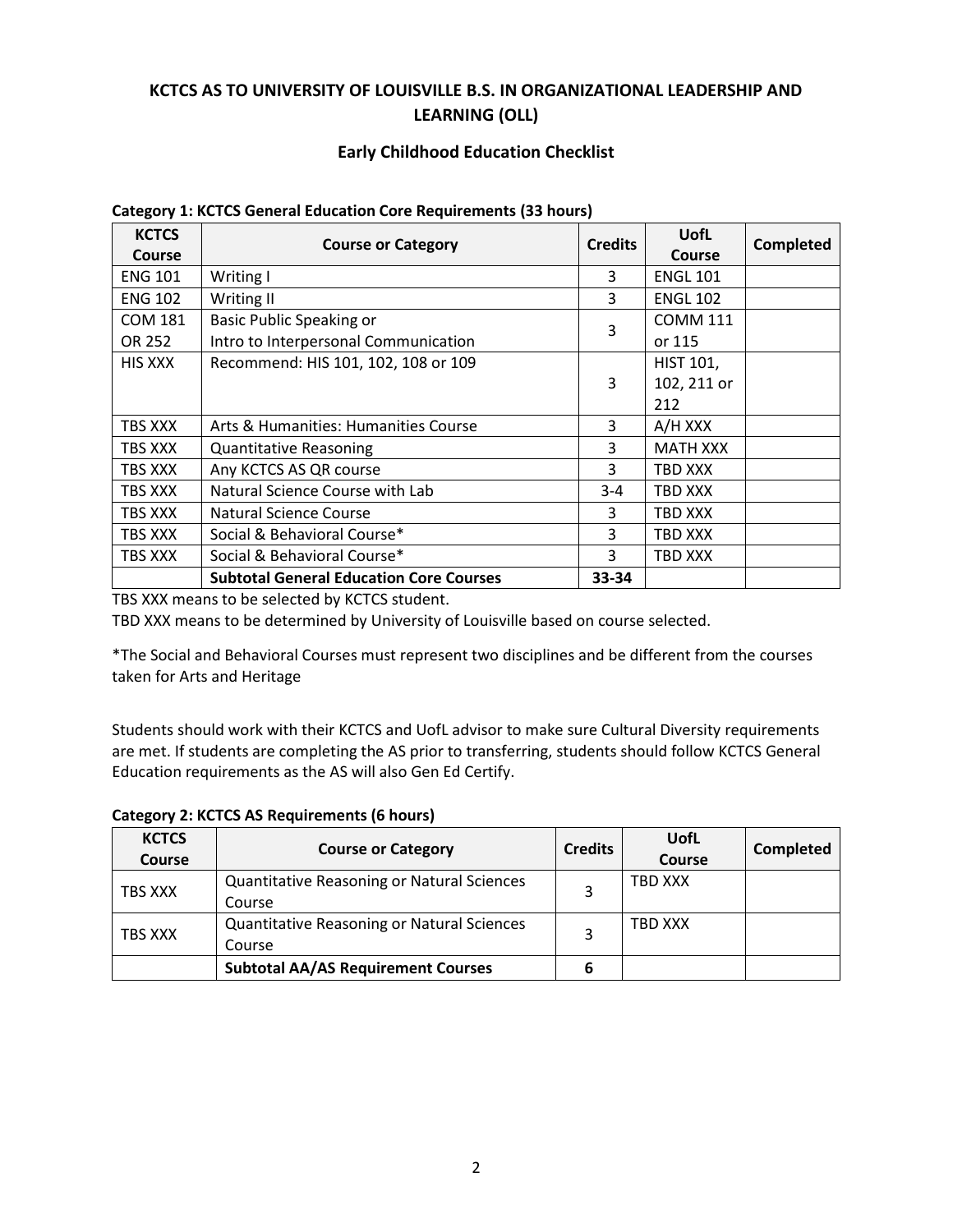## KCTCS AS TO UNIVERSITY OF LOUISVILLE B.S. IN ORGANIZATIONAL LEADERSHIP AND LEARNING (OLL)

### Early Childhood Education Checklist

**Category 1: KCTCS General Education Core Requirements (33 hours)**

| KCTCS Course | Course or Category | Credits | UofL Course | Completed |
|---|---|---|---|---|
| ENG 101 | Writing I | 3 | ENGL 101 | |
| ENG 102 | Writing II | 3 | ENGL 102 | |
| COM 181 OR 252 | Basic Public Speaking or Intro to Interpersonal Communication | 3 | COMM 111 or 115 | |
| HIS XXX | Recommend: HIS 101, 102, 108 or 109 | 3 | HIST 101, 102, 211 or 212 | |
| TBS XXX | Arts & Humanities: Humanities Course | 3 | A/H XXX | |
| TBS XXX | Quantitative Reasoning | 3 | MATH XXX | |
| TBS XXX | Any KCTCS AS QR course | 3 | TBD XXX | |
| TBS XXX | Natural Science Course with Lab | 3-4 | TBD XXX | |
| TBS XXX | Natural Science Course | 3 | TBD XXX | |
| TBS XXX | Social & Behavioral Course* | 3 | TBD XXX | |
| TBS XXX | Social & Behavioral Course* | 3 | TBD XXX | |
| | **Subtotal General Education Core Courses** | **33-34** | | |

TBS XXX means to be selected by KCTCS student.
TBD XXX means to be determined by University of Louisville based on course selected.

*The Social and Behavioral Courses must represent two disciplines and be different from the courses taken for Arts and Heritage

Students should work with their KCTCS and UofL advisor to make sure Cultural Diversity requirements are met. If students are completing the AS prior to transferring, students should follow KCTCS General Education requirements as the AS will also Gen Ed Certify.

**Category 2: KCTCS AS Requirements (6 hours)**

| KCTCS Course | Course or Category | Credits | UofL Course | Completed |
|---|---|---|---|---|
| TBS XXX | Quantitative Reasoning or Natural Sciences Course | 3 | TBD XXX | |
| TBS XXX | Quantitative Reasoning or Natural Sciences Course | 3 | TBD XXX | |
| | **Subtotal AA/AS Requirement Courses** | **6** | | |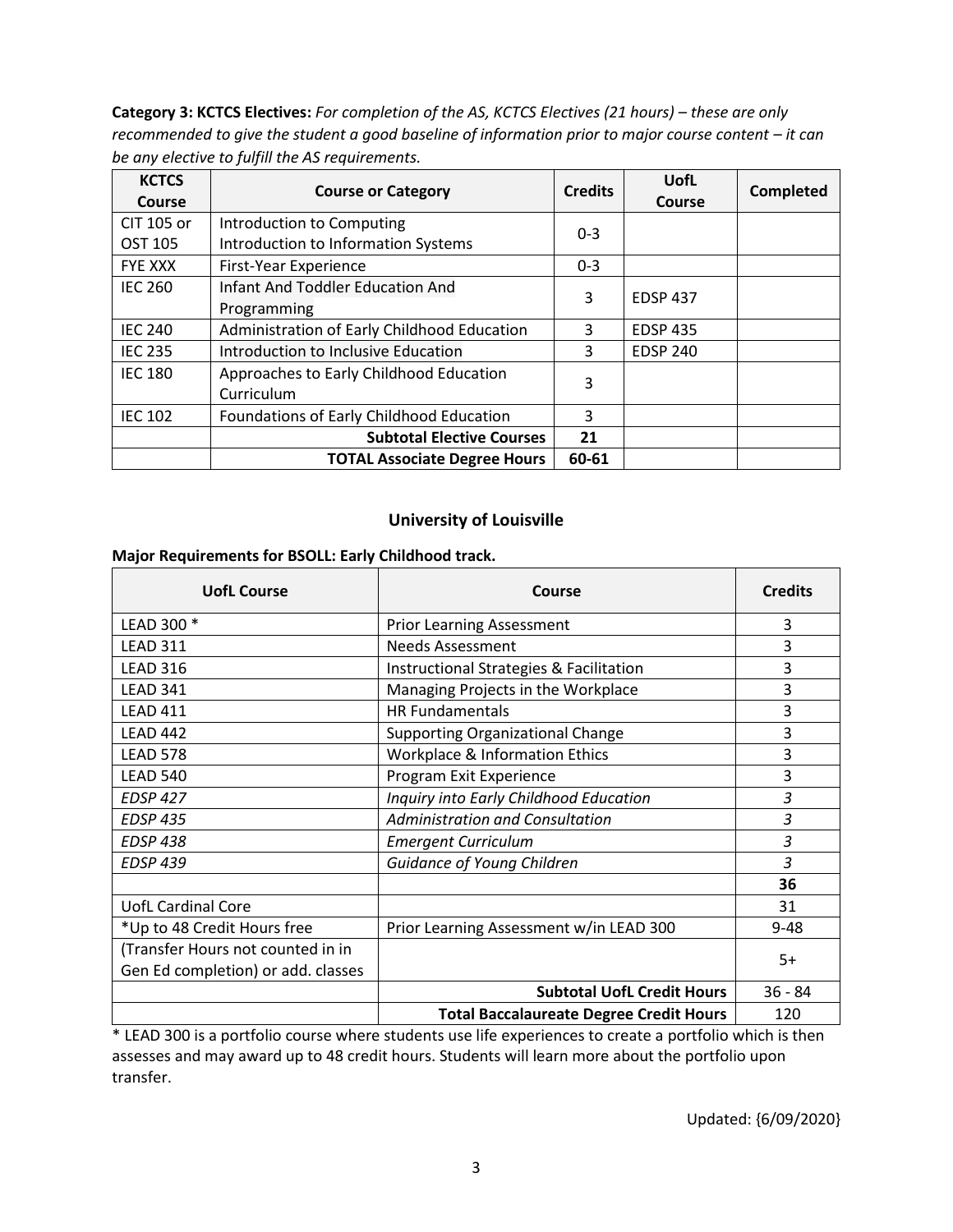**Category 3: KCTCS Electives:** *For completion of the AS, KCTCS Electives (21 hours) – these are only recommended to give the student a good baseline of information prior to major course content – it can be any elective to fulfill the AS requirements.*

| KCTCS Course | Course or Category | Credits | UofL Course | Completed |
|---|---|---|---|---|
| CIT 105 or OST 105 | Introduction to Computing Introduction to Information Systems | 0-3 | | |
| FYE XXX | First-Year Experience | 0-3 | | |
| IEC 260 | Infant And Toddler Education And Programming | 3 | EDSP 437 | |
| IEC 240 | Administration of Early Childhood Education | 3 | EDSP 435 | |
| IEC 235 | Introduction to Inclusive Education | 3 | EDSP 240 | |
| IEC 180 | Approaches to Early Childhood Education Curriculum | 3 | | |
| IEC 102 | Foundations of Early Childhood Education | 3 | | |
| | **Subtotal Elective Courses** | **21** | | |
| | **TOTAL Associate Degree Hours** | **60-61** | | |

## University of Louisville

**Major Requirements for BSOLL: Early Childhood track.**

| UofL Course | Course | Credits |
|---|---|---|
| LEAD 300 * | Prior Learning Assessment | 3 |
| LEAD 311 | Needs Assessment | 3 |
| LEAD 316 | Instructional Strategies & Facilitation | 3 |
| LEAD 341 | Managing Projects in the Workplace | 3 |
| LEAD 411 | HR Fundamentals | 3 |
| LEAD 442 | Supporting Organizational Change | 3 |
| LEAD 578 | Workplace & Information Ethics | 3 |
| LEAD 540 | Program Exit Experience | 3 |
| *EDSP 427* | *Inquiry into Early Childhood Education* | *3* |
| *EDSP 435* | *Administration and Consultation* | *3* |
| *EDSP 438* | *Emergent Curriculum* | *3* |
| *EDSP 439* | *Guidance of Young Children* | *3* |
| | | **36** |
| UofL Cardinal Core | | 31 |
| *Up to 48 Credit Hours free | Prior Learning Assessment w/in LEAD 300 | 9-48 |
| (Transfer Hours not counted in in Gen Ed completion) or add. classes | | 5+ |
| | **Subtotal UofL Credit Hours** | 36 - 84 |
| | **Total Baccalaureate Degree Credit Hours** | 120 |

* LEAD 300 is a portfolio course where students use life experiences to create a portfolio which is then assesses and may award up to 48 credit hours. Students will learn more about the portfolio upon transfer.

Updated: {6/09/2020}